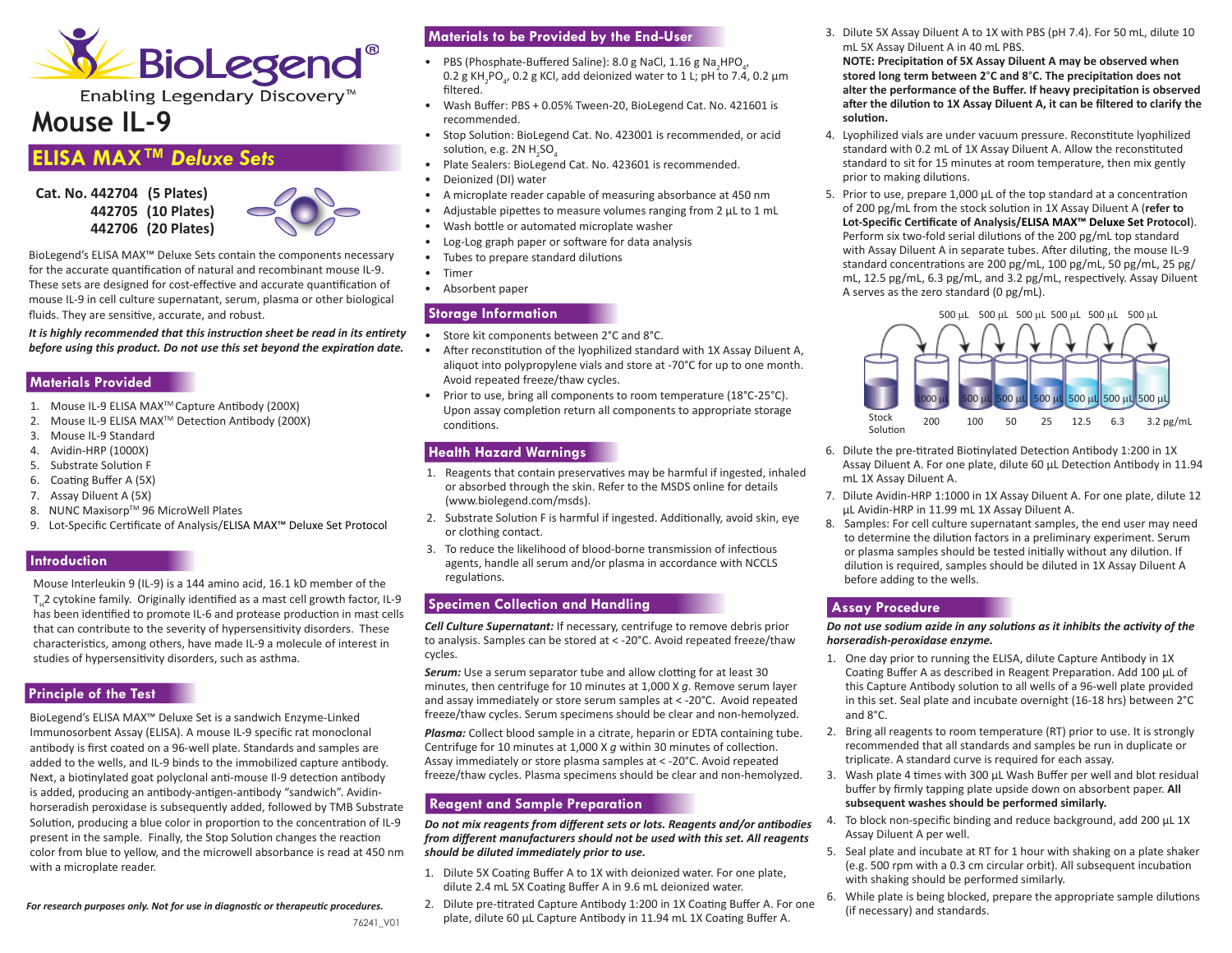# Mouse IL-9

## ELISA MAX™ *Deluxe Sets*

**Cat. No. 442704 (5 Plates)**
**442705 (10 Plates)**
**442706 (20 Plates)**

BioLegend's ELISA MAX™ Deluxe Sets contain the components necessary for the accurate quantification of natural and recombinant mouse IL-9. These sets are designed for cost-effective and accurate quantification of mouse IL-9 in cell culture supernatant, serum, plasma or other biological fluids. They are sensitive, accurate, and robust.

***It is highly recommended that this instruction sheet be read in its entirety before using this product. Do not use this set beyond the expiration date.***

### Materials Provided

1. Mouse IL-9 ELISA MAX™ Capture Antibody (200X)
2. Mouse IL-9 ELISA MAX™ Detection Antibody (200X)
3. Mouse IL-9 Standard
4. Avidin-HRP (1000X)
5. Substrate Solution F
6. Coating Buffer A (5X)
7. Assay Diluent A (5X)
8. NUNC Maxisorp™ 96 MicroWell Plates
9. Lot-Specific Certificate of Analysis/ELISA MAX™ Deluxe Set Protocol

### Introduction

Mouse Interleukin 9 (IL-9) is a 144 amino acid, 16.1 kD member of the $T_H2$ cytokine family. Originally identified as a mast cell growth factor, IL-9 has been identified to promote IL-6 and protease production in mast cells that can contribute to the severity of hypersensitivity disorders. These characteristics, among others, have made IL-9 a molecule of interest in studies of hypersensitivity disorders, such as asthma.

### Principle of the Test

BioLegend's ELISA MAX™ Deluxe Set is a sandwich Enzyme-Linked Immunosorbent Assay (ELISA). A mouse IL-9 specific rat monoclonal antibody is first coated on a 96-well plate. Standards and samples are added to the wells, and IL-9 binds to the immobilized capture antibody. Next, a biotinylated goat polyclonal anti-mouse Il-9 detection antibody is added, producing an antibody-antigen-antibody "sandwich". Avidin-horseradish peroxidase is subsequently added, followed by TMB Substrate Solution, producing a blue color in proportion to the concentration of IL-9 present in the sample. Finally, the Stop Solution changes the reaction color from blue to yellow, and the microwell absorbance is read at 450 nm with a microplate reader.

***For research purposes only. Not for use in diagnostic or therapeutic procedures.***

76241_V01

### Materials to be Provided by the End-User

- PBS (Phosphate-Buffered Saline): 8.0 g NaCl, 1.16 g $Na_2HPO_4$, 0.2 g $KH_2PO_4$, 0.2 g KCl, add deionized water to 1 L; pH to 7.4, 0.2 µm filtered.
- Wash Buffer: PBS + 0.05% Tween-20, BioLegend Cat. No. 421601 is recommended.
- Stop Solution: BioLegend Cat. No. 423001 is recommended, or acid solution, e.g. 2N $H_2SO_4$
- Plate Sealers: BioLegend Cat. No. 423601 is recommended.
- Deionized (DI) water
- A microplate reader capable of measuring absorbance at 450 nm
- Adjustable pipettes to measure volumes ranging from 2 µL to 1 mL
- Wash bottle or automated microplate washer
- Log-Log graph paper or software for data analysis
- Tubes to prepare standard dilutions
- Timer
- Absorbent paper

### Storage Information

- Store kit components between 2°C and 8°C.
- After reconstitution of the lyophilized standard with 1X Assay Diluent A, aliquot into polypropylene vials and store at -70°C for up to one month. Avoid repeated freeze/thaw cycles.
- Prior to use, bring all components to room temperature (18°C-25°C). Upon assay completion return all components to appropriate storage conditions.

### Health Hazard Warnings

1. Reagents that contain preservatives may be harmful if ingested, inhaled or absorbed through the skin. Refer to the MSDS online for details (www.biolegend.com/msds).
2. Substrate Solution F is harmful if ingested. Additionally, avoid skin, eye or clothing contact.
3. To reduce the likelihood of blood-borne transmission of infectious agents, handle all serum and/or plasma in accordance with NCCLS regulations.

### Specimen Collection and Handling

***Cell Culture Supernatant:*** If necessary, centrifuge to remove debris prior to analysis. Samples can be stored at < -20°C. Avoid repeated freeze/thaw cycles.

***Serum:*** Use a serum separator tube and allow clotting for at least 30 minutes, then centrifuge for 10 minutes at 1,000 X *g*. Remove serum layer and assay immediately or store serum samples at < -20°C. Avoid repeated freeze/thaw cycles. Serum specimens should be clear and non-hemolyzed.

***Plasma:*** Collect blood sample in a citrate, heparin or EDTA containing tube. Centrifuge for 10 minutes at 1,000 X *g* within 30 minutes of collection. Assay immediately or store plasma samples at < -20°C. Avoid repeated freeze/thaw cycles. Plasma specimens should be clear and non-hemolyzed.

### Reagent and Sample Preparation

***Do not mix reagents from different sets or lots. Reagents and/or antibodies from different manufacturers should not be used with this set. All reagents should be diluted immediately prior to use.***

1. Dilute 5X Coating Buffer A to 1X with deionized water. For one plate, dilute 2.4 mL 5X Coating Buffer A in 9.6 mL deionized water.
2. Dilute pre-titrated Capture Antibody 1:200 in 1X Coating Buffer A. For one plate, dilute 60 µL Capture Antibody in 11.94 mL 1X Coating Buffer A.
3. Dilute 5X Assay Diluent A to 1X with PBS (pH 7.4). For 50 mL, dilute 10 mL 5X Assay Diluent A in 40 mL PBS.
   **NOTE: Precipitation of 5X Assay Diluent A may be observed when stored long term between 2°C and 8°C. The precipitation does not alter the performance of the Buffer. If heavy precipitation is observed after the dilution to 1X Assay Diluent A, it can be filtered to clarify the solution.**
4. Lyophilized vials are under vacuum pressure. Reconstitute lyophilized standard with 0.2 mL of 1X Assay Diluent A. Allow the reconstituted standard to sit for 15 minutes at room temperature, then mix gently prior to making dilutions.
5. Prior to use, prepare 1,000 µL of the top standard at a concentration of 200 pg/mL from the stock solution in 1X Assay Diluent A (**refer to Lot-Specific Certificate of Analysis/ELISA MAX™ Deluxe Set Protocol**). Perform six two-fold serial dilutions of the 200 pg/mL top standard with Assay Diluent A in separate tubes. After diluting, the mouse IL-9 standard concentrations are 200 pg/mL, 100 pg/mL, 50 pg/mL, 25 pg/mL, 12.5 pg/mL, 6.3 pg/mL, and 3.2 pg/mL, respectively. Assay Diluent A serves as the zero standard (0 pg/mL).

   500 µL 500 µL 500 µL 500 µL 500 µL 500 µL

   Stock Solution | 1000 µL: 200 | 500 µL: 100 | 500 µL: 50 | 500 µL: 25 | 500 µL: 12.5 | 500 µL: 6.3 | 500 µL: 3.2 pg/mL

6. Dilute the pre-titrated Biotinylated Detection Antibody 1:200 in 1X Assay Diluent A. For one plate, dilute 60 µL Detection Antibody in 11.94 mL 1X Assay Diluent A.
7. Dilute Avidin-HRP 1:1000 in 1X Assay Diluent A. For one plate, dilute 12 µL Avidin-HRP in 11.99 mL 1X Assay Diluent A.
8. Samples: For cell culture supernatant samples, the end user may need to determine the dilution factors in a preliminary experiment. Serum or plasma samples should be tested initially without any dilution. If dilution is required, samples should be diluted in 1X Assay Diluent A before adding to the wells.

### Assay Procedure

***Do not use sodium azide in any solutions as it inhibits the activity of the horseradish-peroxidase enzyme.***

1. One day prior to running the ELISA, dilute Capture Antibody in 1X Coating Buffer A as described in Reagent Preparation. Add 100 µL of this Capture Antibody solution to all wells of a 96-well plate provided in this set. Seal plate and incubate overnight (16-18 hrs) between 2°C and 8°C.
2. Bring all reagents to room temperature (RT) prior to use. It is strongly recommended that all standards and samples be run in duplicate or triplicate. A standard curve is required for each assay.
3. Wash plate 4 times with 300 µL Wash Buffer per well and blot residual buffer by firmly tapping plate upside down on absorbent paper. **All subsequent washes should be performed similarly.**
4. To block non-specific binding and reduce background, add 200 µL 1X Assay Diluent A per well.
5. Seal plate and incubate at RT for 1 hour with shaking on a plate shaker (e.g. 500 rpm with a 0.3 cm circular orbit). All subsequent incubation with shaking should be performed similarly.
6. While plate is being blocked, prepare the appropriate sample dilutions (if necessary) and standards.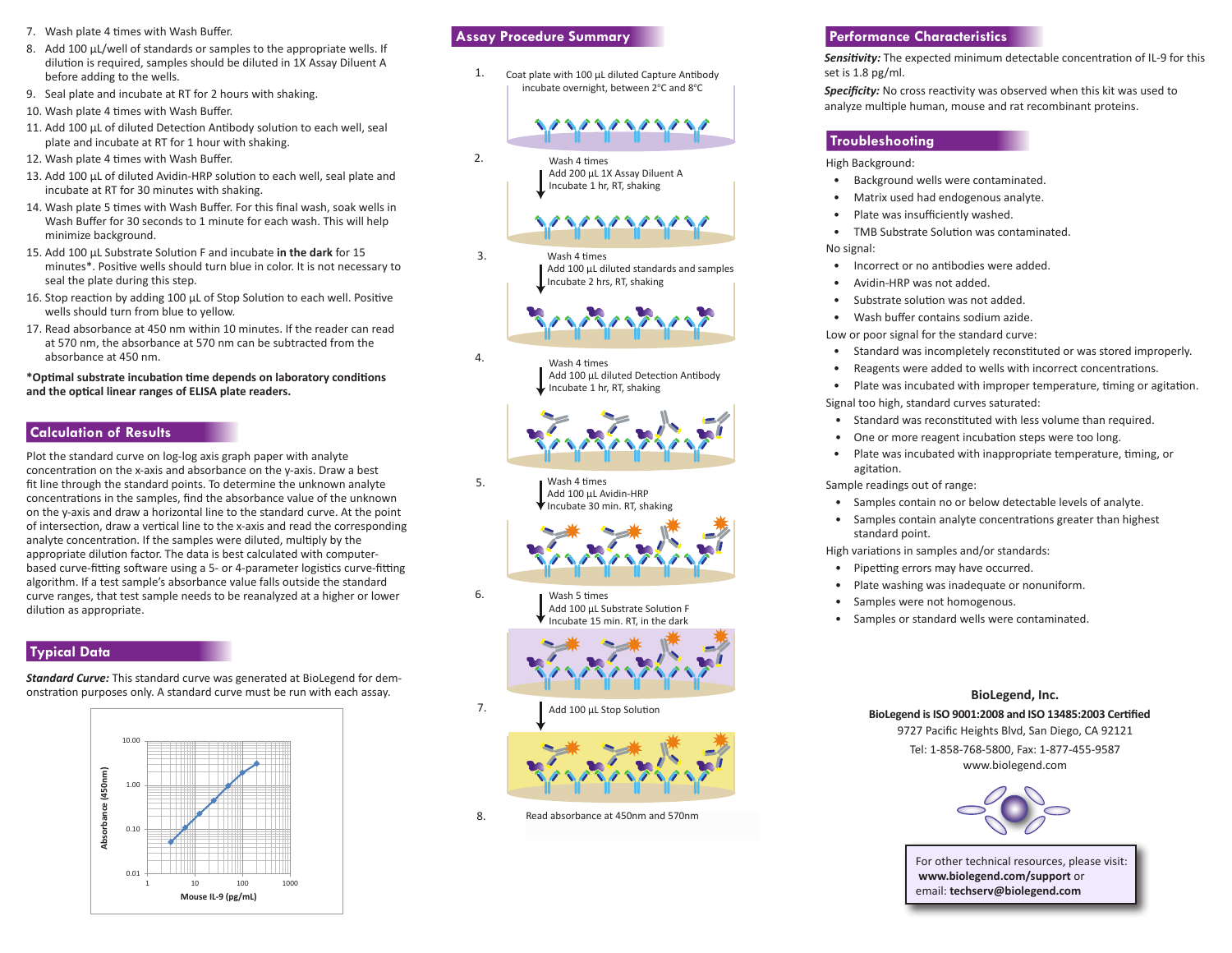7. Wash plate 4 times with Wash Buffer.
8. Add 100 µL/well of standards or samples to the appropriate wells. If dilution is required, samples should be diluted in 1X Assay Diluent A before adding to the wells.
9. Seal plate and incubate at RT for 2 hours with shaking.
10. Wash plate 4 times with Wash Buffer.
11. Add 100 µL of diluted Detection Antibody solution to each well, seal plate and incubate at RT for 1 hour with shaking.
12. Wash plate 4 times with Wash Buffer.
13. Add 100 µL of diluted Avidin-HRP solution to each well, seal plate and incubate at RT for 30 minutes with shaking.
14. Wash plate 5 times with Wash Buffer. For this final wash, soak wells in Wash Buffer for 30 seconds to 1 minute for each wash. This will help minimize background.
15. Add 100 µL Substrate Solution F and incubate **in the dark** for 15 minutes*. Positive wells should turn blue in color. It is not necessary to seal the plate during this step.
16. Stop reaction by adding 100 µL of Stop Solution to each well. Positive wells should turn from blue to yellow.
17. Read absorbance at 450 nm within 10 minutes. If the reader can read at 570 nm, the absorbance at 570 nm can be subtracted from the absorbance at 450 nm.

**\*Optimal substrate incubation time depends on laboratory conditions and the optical linear ranges of ELISA plate readers.**

## Calculation of Results

Plot the standard curve on log-log axis graph paper with analyte concentration on the x-axis and absorbance on the y-axis. Draw a best fit line through the standard points. To determine the unknown analyte concentrations in the samples, find the absorbance value of the unknown on the y-axis and draw a horizontal line to the standard curve. At the point of intersection, draw a vertical line to the x-axis and read the corresponding analyte concentration. If the samples were diluted, multiply by the appropriate dilution factor. The data is best calculated with computer-based curve-fitting software using a 5- or 4-parameter logistics curve-fitting algorithm. If a test sample's absorbance value falls outside the standard curve ranges, that test sample needs to be reanalyzed at a higher or lower dilution as appropriate.

## Typical Data

***Standard Curve:*** This standard curve was generated at BioLegend for demonstration purposes only. A standard curve must be run with each assay.

Absorbance (450nm)

10.00
1.00
0.10
0.01

1
10
100
1000

Mouse IL-9 (pg/mL)

## Assay Procedure Summary

1. Coat plate with 100 µL diluted Capture Antibody incubate overnight, between 2°C and 8°C
2. Wash 4 times
   Add 200 µL 1X Assay Diluent A
   Incubate 1 hr, RT, shaking
3. Wash 4 times
   Add 100 µL diluted standards and samples
   Incubate 2 hrs, RT, shaking
4. Wash 4 times
   Add 100 µL diluted Detection Antibody
   Incubate 1 hr, RT, shaking
5. Wash 4 times
   Add 100 µL Avidin-HRP
   Incubate 30 min. RT, shaking
6. Wash 5 times
   Add 100 µL Substrate Solution F
   Incubate 15 min. RT, in the dark
7. Add 100 µL Stop Solution
8. Read absorbance at 450nm and 570nm

## Performance Characteristics

***Sensitivity:*** The expected minimum detectable concentration of IL-9 for this set is 1.8 pg/ml.

***Specificity:*** No cross reactivity was observed when this kit was used to analyze multiple human, mouse and rat recombinant proteins.

## Troubleshooting

High Background:

- Background wells were contaminated.
- Matrix used had endogenous analyte.
- Plate was insufficiently washed.
- TMB Substrate Solution was contaminated.

No signal:

- Incorrect or no antibodies were added.
- Avidin-HRP was not added.
- Substrate solution was not added.
- Wash buffer contains sodium azide.

Low or poor signal for the standard curve:

- Standard was incompletely reconstituted or was stored improperly.
- Reagents were added to wells with incorrect concentrations.
- Plate was incubated with improper temperature, timing or agitation.

Signal too high, standard curves saturated:

- Standard was reconstituted with less volume than required.
- One or more reagent incubation steps were too long.
- Plate was incubated with inappropriate temperature, timing, or agitation.

Sample readings out of range:

- Samples contain no or below detectable levels of analyte.
- Samples contain analyte concentrations greater than highest standard point.

High variations in samples and/or standards:

- Pipetting errors may have occurred.
- Plate washing was inadequate or nonuniform.
- Samples were not homogenous.
- Samples or standard wells were contaminated.

**BioLegend, Inc.**

**BioLegend is ISO 9001:2008 and ISO 13485:2003 Certified**

9727 Pacific Heights Blvd, San Diego, CA 92121

Tel: 1-858-768-5800, Fax: 1-877-455-9587

www.biolegend.com

For other technical resources, please visit: **www.biolegend.com/support** or email: **techserv@biolegend.com**